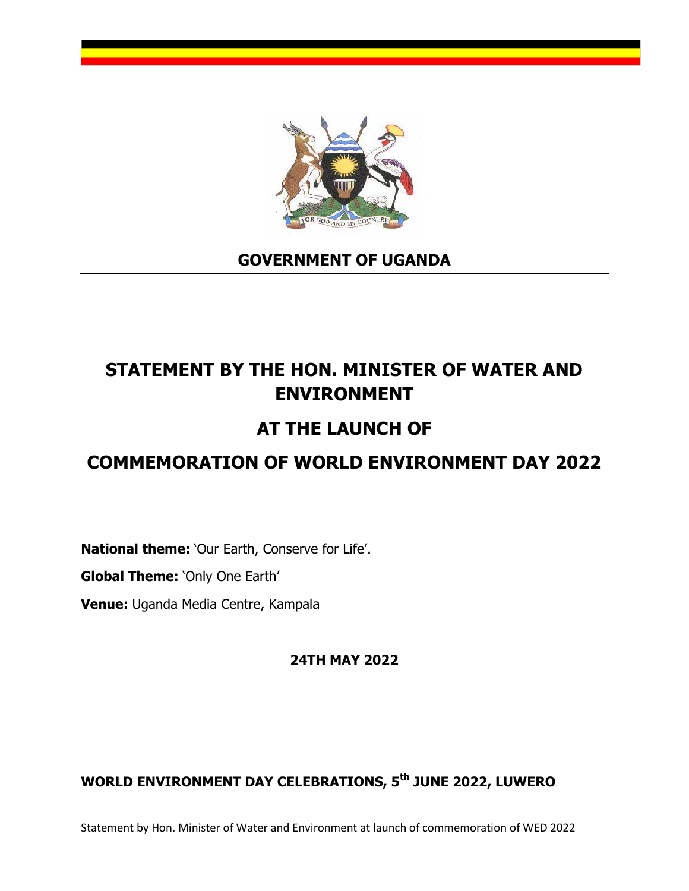## GOVERNMENT OF UGANDA

# STATEMENT BY THE HON. MINISTER OF WATER AND ENVIRONMENT

# AT THE LAUNCH OF

# COMMEMORATION OF WORLD ENVIRONMENT DAY 2022

**National theme:** 'Our Earth, Conserve for Life'.

**Global Theme:** 'Only One Earth'

**Venue:** Uganda Media Centre, Kampala

**24TH MAY 2022**

**WORLD ENVIRONMENT DAY CELEBRATIONS, 5th JUNE 2022, LUWERO**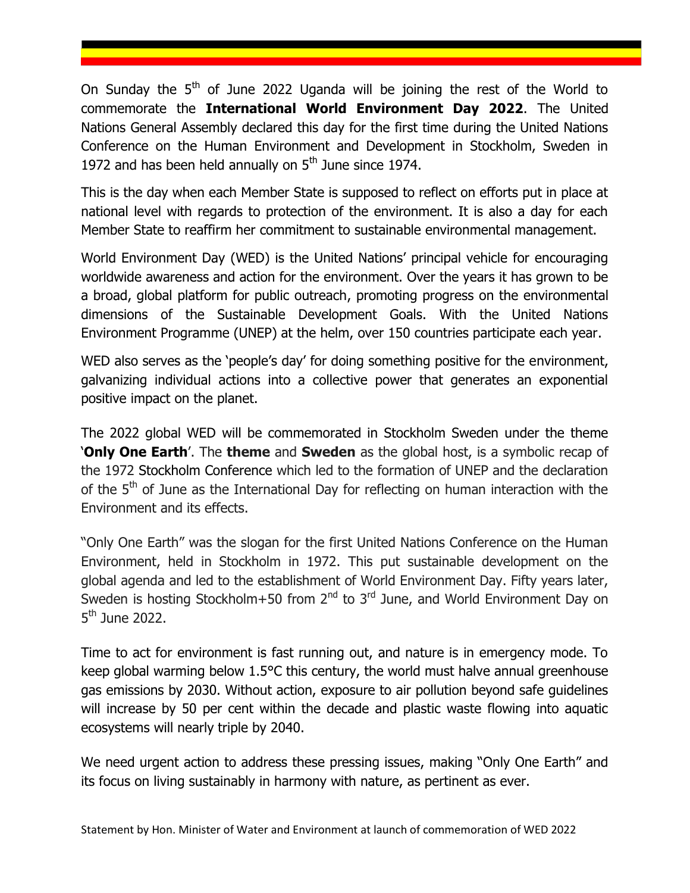On Sunday the 5th of June 2022 Uganda will be joining the rest of the World to commemorate the **International World Environment Day 2022**. The United Nations General Assembly declared this day for the first time during the United Nations Conference on the Human Environment and Development in Stockholm, Sweden in 1972 and has been held annually on 5th June since 1974.

This is the day when each Member State is supposed to reflect on efforts put in place at national level with regards to protection of the environment. It is also a day for each Member State to reaffirm her commitment to sustainable environmental management.

World Environment Day (WED) is the United Nations' principal vehicle for encouraging worldwide awareness and action for the environment. Over the years it has grown to be a broad, global platform for public outreach, promoting progress on the environmental dimensions of the Sustainable Development Goals. With the United Nations Environment Programme (UNEP) at the helm, over 150 countries participate each year.

WED also serves as the 'people's day' for doing something positive for the environment, galvanizing individual actions into a collective power that generates an exponential positive impact on the planet.

The 2022 global WED will be commemorated in Stockholm Sweden under the theme '**Only One Earth**'. The **theme** and **Sweden** as the global host, is a symbolic recap of the 1972 Stockholm Conference which led to the formation of UNEP and the declaration of the 5th of June as the International Day for reflecting on human interaction with the Environment and its effects.

"Only One Earth" was the slogan for the first United Nations Conference on the Human Environment, held in Stockholm in 1972. This put sustainable development on the global agenda and led to the establishment of World Environment Day. Fifty years later, Sweden is hosting Stockholm+50 from 2nd to 3rd June, and World Environment Day on 5th June 2022.

Time to act for environment is fast running out, and nature is in emergency mode. To keep global warming below 1.5°C this century, the world must halve annual greenhouse gas emissions by 2030. Without action, exposure to air pollution beyond safe guidelines will increase by 50 per cent within the decade and plastic waste flowing into aquatic ecosystems will nearly triple by 2040.

We need urgent action to address these pressing issues, making "Only One Earth" and its focus on living sustainably in harmony with nature, as pertinent as ever.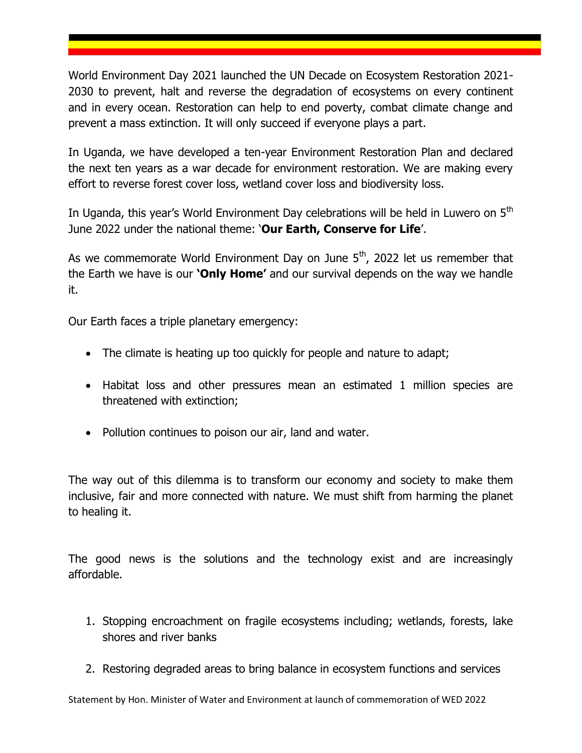World Environment Day 2021 launched the UN Decade on Ecosystem Restoration 2021-2030 to prevent, halt and reverse the degradation of ecosystems on every continent and in every ocean. Restoration can help to end poverty, combat climate change and prevent a mass extinction. It will only succeed if everyone plays a part.

In Uganda, we have developed a ten-year Environment Restoration Plan and declared the next ten years as a war decade for environment restoration. We are making every effort to reverse forest cover loss, wetland cover loss and biodiversity loss.

In Uganda, this year's World Environment Day celebrations will be held in Luwero on 5th June 2022 under the national theme: '**Our Earth, Conserve for Life**'.

As we commemorate World Environment Day on June 5th, 2022 let us remember that the Earth we have is our **'Only Home'** and our survival depends on the way we handle it.

Our Earth faces a triple planetary emergency:

- The climate is heating up too quickly for people and nature to adapt;
- Habitat loss and other pressures mean an estimated 1 million species are threatened with extinction;
- Pollution continues to poison our air, land and water.

The way out of this dilemma is to transform our economy and society to make them inclusive, fair and more connected with nature. We must shift from harming the planet to healing it.

The good news is the solutions and the technology exist and are increasingly affordable.

1. Stopping encroachment on fragile ecosystems including; wetlands, forests, lake shores and river banks
2. Restoring degraded areas to bring balance in ecosystem functions and services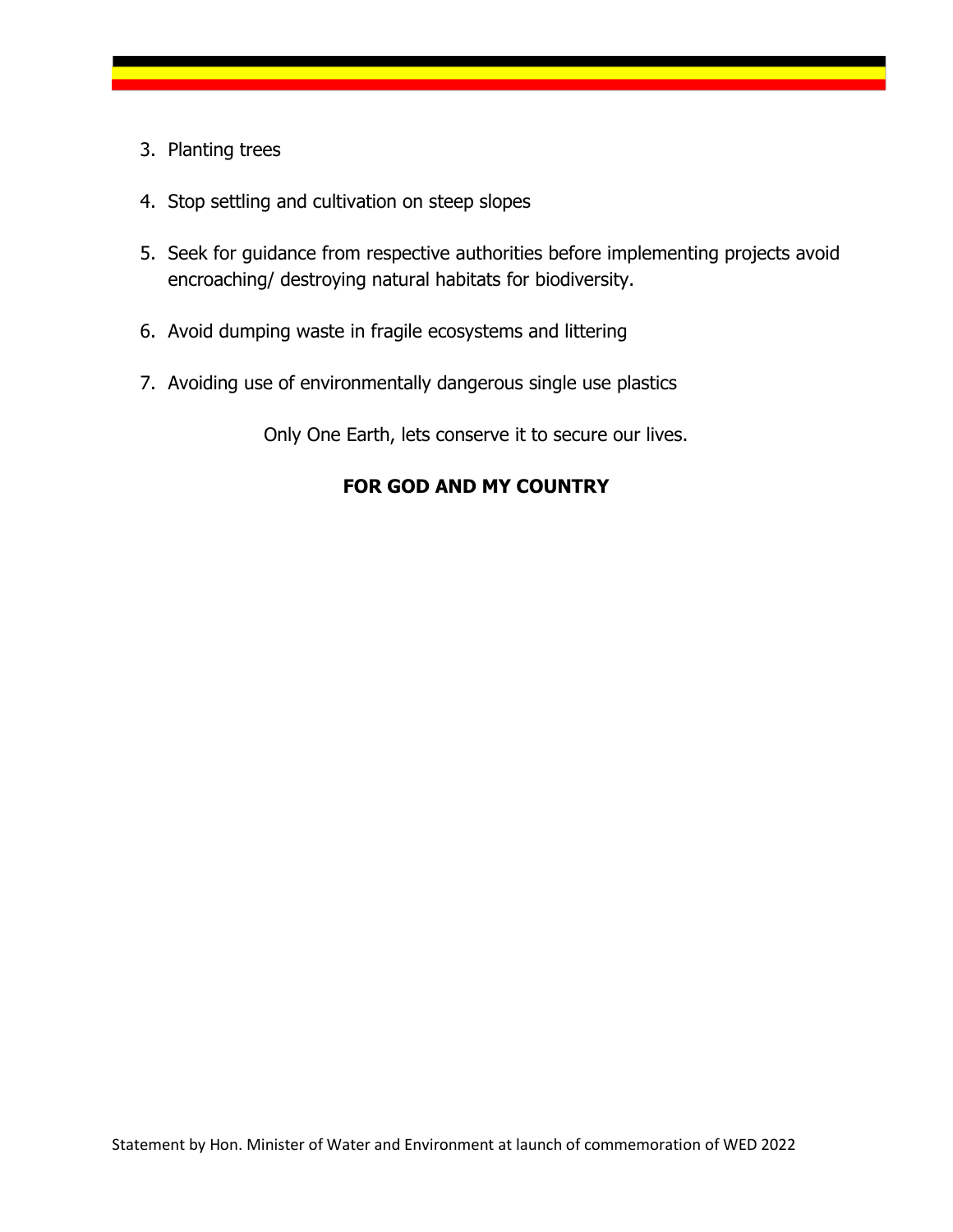3. Planting trees
4. Stop settling and cultivation on steep slopes
5. Seek for guidance from respective authorities before implementing projects avoid encroaching/ destroying natural habitats for biodiversity.
6. Avoid dumping waste in fragile ecosystems and littering
7. Avoiding use of environmentally dangerous single use plastics

Only One Earth, lets conserve it to secure our lives.

**FOR GOD AND MY COUNTRY**